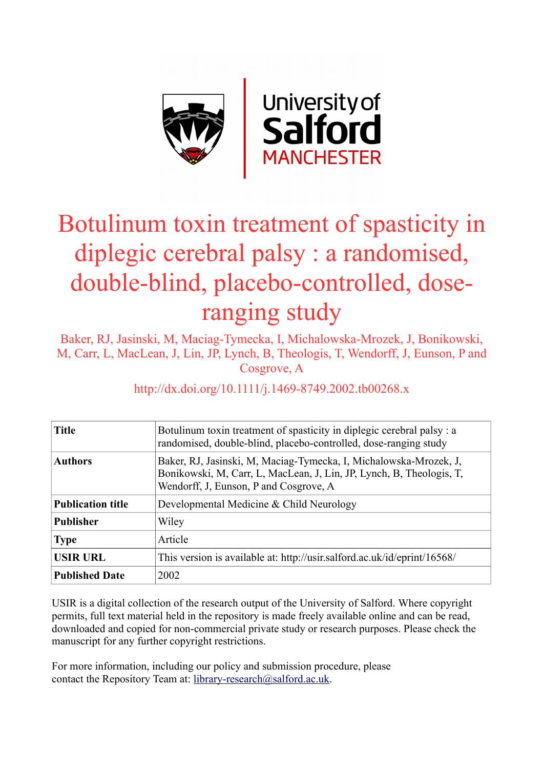# Botulinum toxin treatment of spasticity in diplegic cerebral palsy : a randomised, double-blind, placebo-controlled, dose-ranging study

Baker, RJ, Jasinski, M, Maciag-Tymecka, I, Michalowska-Mrozek, J, Bonikowski, M, Carr, L, MacLean, J, Lin, JP, Lynch, B, Theologis, T, Wendorff, J, Eunson, P and Cosgrove, A

http://dx.doi.org/10.1111/j.1469-8749.2002.tb00268.x

| | |
|---|---|
| **Title** | Botulinum toxin treatment of spasticity in diplegic cerebral palsy : a randomised, double-blind, placebo-controlled, dose-ranging study |
| **Authors** | Baker, RJ, Jasinski, M, Maciag-Tymecka, I, Michalowska-Mrozek, J, Bonikowski, M, Carr, L, MacLean, J, Lin, JP, Lynch, B, Theologis, T, Wendorff, J, Eunson, P and Cosgrove, A |
| **Publication title** | Developmental Medicine & Child Neurology |
| **Publisher** | Wiley |
| **Type** | Article |
| **USIR URL** | This version is available at: http://usir.salford.ac.uk/id/eprint/16568/ |
| **Published Date** | 2002 |

USIR is a digital collection of the research output of the University of Salford. Where copyright permits, full text material held in the repository is made freely available online and can be read, downloaded and copied for non-commercial private study or research purposes. Please check the manuscript for any further copyright restrictions.

For more information, including our policy and submission procedure, please contact the Repository Team at: library-research@salford.ac.uk.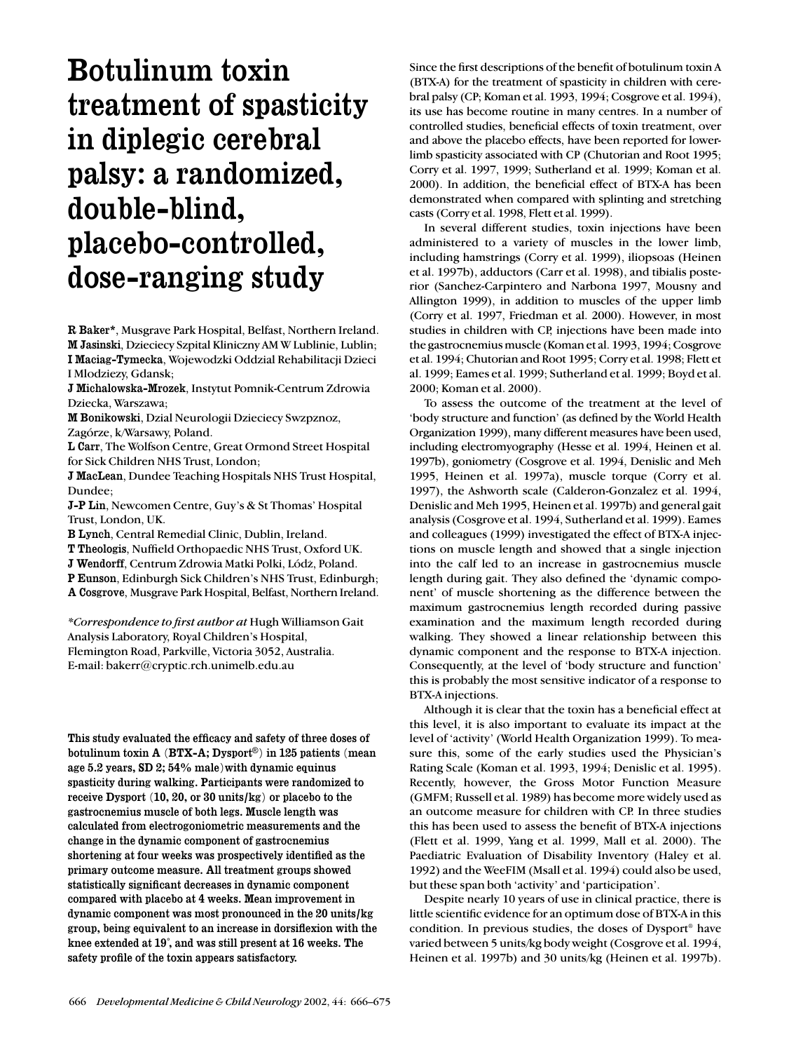# Botulinum toxin treatment of spasticity in diplegic cerebral palsy: a randomized, double-blind, placebo-controlled, dose-ranging study

**R Baker***, Musgrave Park Hospital, Belfast, Northern Ireland.
**M Jasinski**, Dzieciecy Szpital Kliniczny AM W Lublinie, Lublin;
**I Maciag-Tymecka**, Wojewodzki Oddzial Rehabilitacji Dzieci I Mlodziezy, Gdansk;
**J Michalowska-Mrozek**, Instytut Pomnik-Centrum Zdrowia Dziecka, Warszawa;
**M Bonikowski**, Dzial Neurologii Dzieciecy Swzpznoz, Zagórze, k/Warsawy, Poland.
**L Carr**, The Wolfson Centre, Great Ormond Street Hospital for Sick Children NHS Trust, London;
**J MacLean**, Dundee Teaching Hospitals NHS Trust Hospital, Dundee;
**J-P Lin**, Newcomen Centre, Guy's & St Thomas' Hospital Trust, London, UK.
**B Lynch**, Central Remedial Clinic, Dublin, Ireland.
**T Theologis**, Nuffield Orthopaedic NHS Trust, Oxford UK.
**J Wendorff**, Centrum Zdrowia Matki Polki, Lódź, Poland.
**P Eunson**, Edinburgh Sick Children's NHS Trust, Edinburgh;
**A Cosgrove**, Musgrave Park Hospital, Belfast, Northern Ireland.

**Correspondence to first author at* Hugh Williamson Gait Analysis Laboratory, Royal Children's Hospital, Flemington Road, Parkville, Victoria 3052, Australia.
E-mail: bakerr@cryptic.rch.unimelb.edu.au

**This study evaluated the efficacy and safety of three doses of botulinum toxin A (BTX-A; Dysport®) in 125 patients (mean age 5.2 years, SD 2; 54% male) with dynamic equinus spasticity during walking. Participants were randomized to receive Dysport (10, 20, or 30 units/kg) or placebo to the gastrocnemius muscle of both legs. Muscle length was calculated from electrogoniometric measurements and the change in the dynamic component of gastrocnemius shortening at four weeks was prospectively identified as the primary outcome measure. All treatment groups showed statistically significant decreases in dynamic component compared with placebo at 4 weeks. Mean improvement in dynamic component was most pronounced in the 20 units/kg group, being equivalent to an increase in dorsiflexion with the knee extended at 19°, and was still present at 16 weeks. The safety profile of the toxin appears satisfactory.**

Since the first descriptions of the benefit of botulinum toxin A (BTX-A) for the treatment of spasticity in children with cerebral palsy (CP; Koman et al. 1993, 1994; Cosgrove et al. 1994), its use has become routine in many centres. In a number of controlled studies, beneficial effects of toxin treatment, over and above the placebo effects, have been reported for lower-limb spasticity associated with CP (Chutorian and Root 1995; Corry et al. 1997, 1999; Sutherland et al. 1999; Koman et al. 2000). In addition, the beneficial effect of BTX-A has been demonstrated when compared with splinting and stretching casts (Corry et al. 1998, Flett et al. 1999).

In several different studies, toxin injections have been administered to a variety of muscles in the lower limb, including hamstrings (Corry et al. 1999), iliopsoas (Heinen et al. 1997b), adductors (Carr et al. 1998), and tibialis posterior (Sanchez-Carpintero and Narbona 1997, Mousny and Allington 1999), in addition to muscles of the upper limb (Corry et al. 1997, Friedman et al. 2000). However, in most studies in children with CP, injections have been made into the gastrocnemius muscle (Koman et al. 1993, 1994; Cosgrove et al. 1994; Chutorian and Root 1995; Corry et al. 1998; Flett et al. 1999; Eames et al. 1999; Sutherland et al. 1999; Boyd et al. 2000; Koman et al. 2000).

To assess the outcome of the treatment at the level of 'body structure and function' (as defined by the World Health Organization 1999), many different measures have been used, including electromyography (Hesse et al. 1994, Heinen et al. 1997b), goniometry (Cosgrove et al. 1994, Denislic and Meh 1995, Heinen et al. 1997a), muscle torque (Corry et al. 1997), the Ashworth scale (Calderon-Gonzalez et al. 1994, Denislic and Meh 1995, Heinen et al. 1997b) and general gait analysis (Cosgrove et al. 1994, Sutherland et al. 1999). Eames and colleagues (1999) investigated the effect of BTX-A injections on muscle length and showed that a single injection into the calf led to an increase in gastrocnemius muscle length during gait. They also defined the 'dynamic component' of muscle shortening as the difference between the maximum gastrocnemius length recorded during passive examination and the maximum length recorded during walking. They showed a linear relationship between this dynamic component and the response to BTX-A injection. Consequently, at the level of 'body structure and function' this is probably the most sensitive indicator of a response to BTX-A injections.

Although it is clear that the toxin has a beneficial effect at this level, it is also important to evaluate its impact at the level of 'activity' (World Health Organization 1999). To measure this, some of the early studies used the Physician's Rating Scale (Koman et al. 1993, 1994; Denislic et al. 1995). Recently, however, the Gross Motor Function Measure (GMFM; Russell et al. 1989) has become more widely used as an outcome measure for children with CP. In three studies this has been used to assess the benefit of BTX-A injections (Flett et al. 1999, Yang et al. 1999, Mall et al. 2000). The Paediatric Evaluation of Disability Inventory (Haley et al. 1992) and the WeeFIM (Msall et al. 1994) could also be used, but these span both 'activity' and 'participation'.

Despite nearly 10 years of use in clinical practice, there is little scientific evidence for an optimum dose of BTX-A in this condition. In previous studies, the doses of Dysport® have varied between 5 units/kg body weight (Cosgrove et al. 1994, Heinen et al. 1997b) and 30 units/kg (Heinen et al. 1997b).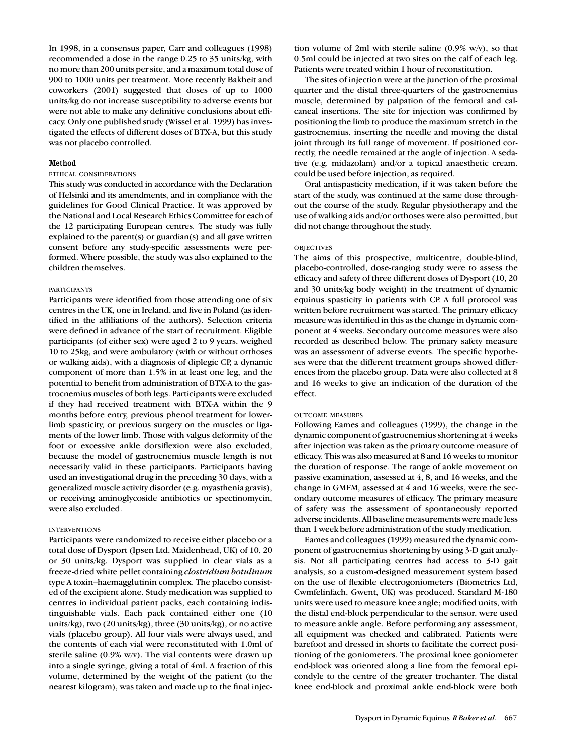In 1998, in a consensus paper, Carr and colleagues (1998) recommended a dose in the range 0.25 to 35 units/kg, with no more than 200 units per site, and a maximum total dose of 900 to 1000 units per treatment. More recently Bakheit and coworkers (2001) suggested that doses of up to 1000 units/kg do not increase susceptibility to adverse events but were not able to make any definitive conclusions about efficacy. Only one published study (Wissel et al. 1999) has investigated the effects of different doses of BTX-A, but this study was not placebo controlled.

## Method

### ETHICAL CONSIDERATIONS

This study was conducted in accordance with the Declaration of Helsinki and its amendments, and in compliance with the guidelines for Good Clinical Practice. It was approved by the National and Local Research Ethics Committee for each of the 12 participating European centres. The study was fully explained to the parent(s) or guardian(s) and all gave written consent before any study-specific assessments were performed. Where possible, the study was also explained to the children themselves.

### PARTICIPANTS

Participants were identified from those attending one of six centres in the UK, one in Ireland, and five in Poland (as identified in the affiliations of the authors). Selection criteria were defined in advance of the start of recruitment. Eligible participants (of either sex) were aged 2 to 9 years, weighed 10 to 25kg, and were ambulatory (with or without orthoses or walking aids), with a diagnosis of diplegic CP, a dynamic component of more than 1.5% in at least one leg, and the potential to benefit from administration of BTX-A to the gastrocnemius muscles of both legs. Participants were excluded if they had received treatment with BTX-A within the 9 months before entry, previous phenol treatment for lower-limb spasticity, or previous surgery on the muscles or ligaments of the lower limb. Those with valgus deformity of the foot or excessive ankle dorsiflexion were also excluded, because the model of gastrocnemius muscle length is not necessarily valid in these participants. Participants having used an investigational drug in the preceding 30 days, with a generalized muscle activity disorder (e.g. myasthenia gravis), or receiving aminoglycoside antibiotics or spectinomycin, were also excluded.

### INTERVENTIONS

Participants were randomized to receive either placebo or a total dose of Dysport (Ipsen Ltd, Maidenhead, UK) of 10, 20 or 30 units/kg. Dysport was supplied in clear vials as a freeze-dried white pellet containing *clostridium botulinum* type A toxin–haemagglutinin complex. The placebo consisted of the excipient alone. Study medication was supplied to centres in individual patient packs, each containing indistinguishable vials. Each pack contained either one (10 units/kg), two (20 units/kg), three (30 units/kg), or no active vials (placebo group). All four vials were always used, and the contents of each vial were reconstituted with 1.0ml of sterile saline (0.9% w/v). The vial contents were drawn up into a single syringe, giving a total of 4ml. A fraction of this volume, determined by the weight of the patient (to the nearest kilogram), was taken and made up to the final injection volume of 2ml with sterile saline (0.9% w/v), so that 0.5ml could be injected at two sites on the calf of each leg. Patients were treated within 1 hour of reconstitution.

The sites of injection were at the junction of the proximal quarter and the distal three-quarters of the gastrocnemius muscle, determined by palpation of the femoral and calcaneal insertions. The site for injection was confirmed by positioning the limb to produce the maximum stretch in the gastrocnemius, inserting the needle and moving the distal joint through its full range of movement. If positioned correctly, the needle remained at the angle of injection. A sedative (e.g. midazolam) and/or a topical anaesthetic cream. could be used before injection, as required.

Oral antispasticity medication, if it was taken before the start of the study, was continued at the same dose throughout the course of the study. Regular physiotherapy and the use of walking aids and/or orthoses were also permitted, but did not change throughout the study.

### OBJECTIVES

The aims of this prospective, multicentre, double-blind, placebo-controlled, dose-ranging study were to assess the efficacy and safety of three different doses of Dysport (10, 20 and 30 units/kg body weight) in the treatment of dynamic equinus spasticity in patients with CP. A full protocol was written before recruitment was started. The primary efficacy measure was identified in this as the change in dynamic component at 4 weeks. Secondary outcome measures were also recorded as described below. The primary safety measure was an assessment of adverse events. The specific hypotheses were that the different treatment groups showed differences from the placebo group. Data were also collected at 8 and 16 weeks to give an indication of the duration of the effect.

### OUTCOME MEASURES

Following Eames and colleagues (1999), the change in the dynamic component of gastrocnemius shortening at 4 weeks after injection was taken as the primary outcome measure of efficacy. This was also measured at 8 and 16 weeks to monitor the duration of response. The range of ankle movement on passive examination, assessed at 4, 8, and 16 weeks, and the change in GMFM, assessed at 4 and 16 weeks, were the secondary outcome measures of efficacy. The primary measure of safety was the assessment of spontaneously reported adverse incidents. All baseline measurements were made less than 1 week before administration of the study medication.

Eames and colleagues (1999) measured the dynamic component of gastrocnemius shortening by using 3-D gait analysis. Not all participating centres had access to 3-D gait analysis, so a custom-designed measurement system based on the use of flexible electrogoniometers (Biometrics Ltd, Cwmfelinfach, Gwent, UK) was produced. Standard M-180 units were used to measure knee angle; modified units, with the distal end-block perpendicular to the sensor, were used to measure ankle angle. Before performing any assessment, all equipment was checked and calibrated. Patients were barefoot and dressed in shorts to facilitate the correct positioning of the goniometers. The proximal knee goniometer end-block was oriented along a line from the femoral epicondyle to the centre of the greater trochanter. The distal knee end-block and proximal ankle end-block were both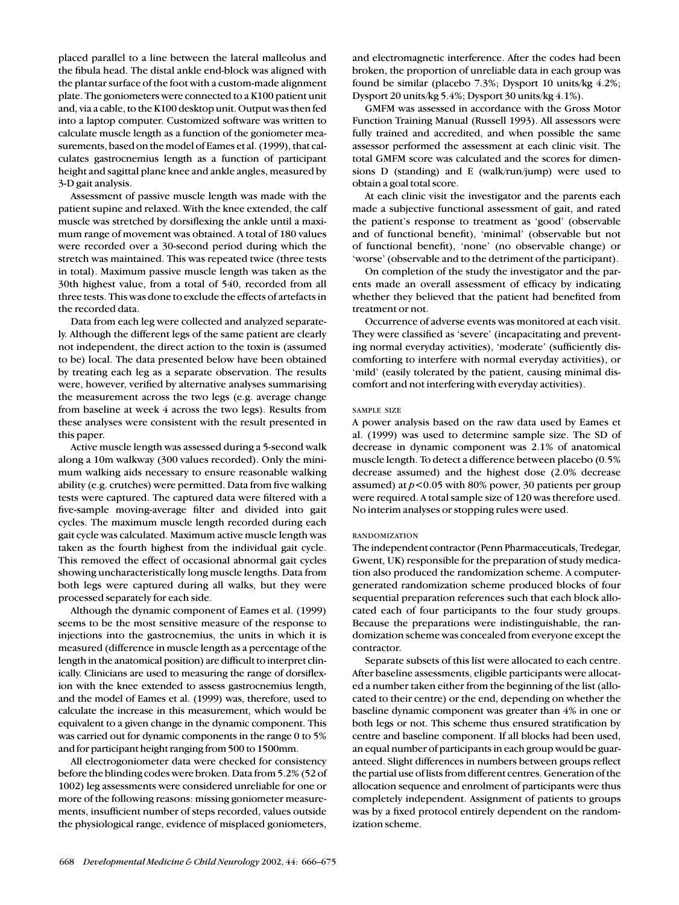placed parallel to a line between the lateral malleolus and the fibula head. The distal ankle end-block was aligned with the plantar surface of the foot with a custom-made alignment plate. The goniometers were connected to a K100 patient unit and, via a cable, to the K100 desktop unit. Output was then fed into a laptop computer. Customized software was written to calculate muscle length as a function of the goniometer measurements, based on the model of Eames et al. (1999), that calculates gastrocnemius length as a function of participant height and sagittal plane knee and ankle angles, measured by 3-D gait analysis.

Assessment of passive muscle length was made with the patient supine and relaxed. With the knee extended, the calf muscle was stretched by dorsiflexing the ankle until a maximum range of movement was obtained. A total of 180 values were recorded over a 30-second period during which the stretch was maintained. This was repeated twice (three tests in total). Maximum passive muscle length was taken as the 30th highest value, from a total of 540, recorded from all three tests. This was done to exclude the effects of artefacts in the recorded data.

Data from each leg were collected and analyzed separately. Although the different legs of the same patient are clearly not independent, the direct action to the toxin is (assumed to be) local. The data presented below have been obtained by treating each leg as a separate observation. The results were, however, verified by alternative analyses summarising the measurement across the two legs (e.g. average change from baseline at week 4 across the two legs). Results from these analyses were consistent with the result presented in this paper.

Active muscle length was assessed during a 5-second walk along a 10m walkway (300 values recorded). Only the minimum walking aids necessary to ensure reasonable walking ability (e.g. crutches) were permitted. Data from five walking tests were captured. The captured data were filtered with a five-sample moving-average filter and divided into gait cycles. The maximum muscle length recorded during each gait cycle was calculated. Maximum active muscle length was taken as the fourth highest from the individual gait cycle. This removed the effect of occasional abnormal gait cycles showing uncharacteristically long muscle lengths. Data from both legs were captured during all walks, but they were processed separately for each side.

Although the dynamic component of Eames et al. (1999) seems to be the most sensitive measure of the response to injections into the gastrocnemius, the units in which it is measured (difference in muscle length as a percentage of the length in the anatomical position) are difficult to interpret clinically. Clinicians are used to measuring the range of dorsiflexion with the knee extended to assess gastrocnemius length, and the model of Eames et al. (1999) was, therefore, used to calculate the increase in this measurement, which would be equivalent to a given change in the dynamic component. This was carried out for dynamic components in the range 0 to 5% and for participant height ranging from 500 to 1500mm.

All electrogoniometer data were checked for consistency before the blinding codes were broken. Data from 5.2% (52 of 1002) leg assessments were considered unreliable for one or more of the following reasons: missing goniometer measurements, insufficient number of steps recorded, values outside the physiological range, evidence of misplaced goniometers, and electromagnetic interference. After the codes had been broken, the proportion of unreliable data in each group was found be similar (placebo 7.3%; Dysport 10 units/kg 4.2%; Dysport 20 units/kg 5.4%; Dysport 30 units/kg 4.1%).

GMFM was assessed in accordance with the Gross Motor Function Training Manual (Russell 1993). All assessors were fully trained and accredited, and when possible the same assessor performed the assessment at each clinic visit. The total GMFM score was calculated and the scores for dimensions D (standing) and E (walk/run/jump) were used to obtain a goal total score.

At each clinic visit the investigator and the parents each made a subjective functional assessment of gait, and rated the patient's response to treatment as 'good' (observable and of functional benefit), 'minimal' (observable but not of functional benefit), 'none' (no observable change) or 'worse' (observable and to the detriment of the participant).

On completion of the study the investigator and the parents made an overall assessment of efficacy by indicating whether they believed that the patient had benefited from treatment or not.

Occurrence of adverse events was monitored at each visit. They were classified as 'severe' (incapacitating and preventing normal everyday activities), 'moderate' (sufficiently discomforting to interfere with normal everyday activities), or 'mild' (easily tolerated by the patient, causing minimal discomfort and not interfering with everyday activities).

### Sample size

A power analysis based on the raw data used by Eames et al. (1999) was used to determine sample size. The SD of decrease in dynamic component was 2.1% of anatomical muscle length. To detect a difference between placebo (0.5% decrease assumed) and the highest dose (2.0% decrease assumed) at $p<0.05$ with 80% power, 30 patients per group were required. A total sample size of 120 was therefore used. No interim analyses or stopping rules were used.

### Randomization

The independent contractor (Penn Pharmaceuticals, Tredegar, Gwent, UK) responsible for the preparation of study medication also produced the randomization scheme. A computer-generated randomization scheme produced blocks of four sequential preparation references such that each block allocated each of four participants to the four study groups. Because the preparations were indistinguishable, the randomization scheme was concealed from everyone except the contractor.

Separate subsets of this list were allocated to each centre. After baseline assessments, eligible participants were allocated a number taken either from the beginning of the list (allocated to their centre) or the end, depending on whether the baseline dynamic component was greater than 4% in one or both legs or not. This scheme thus ensured stratification by centre and baseline component. If all blocks had been used, an equal number of participants in each group would be guaranteed. Slight differences in numbers between groups reflect the partial use of lists from different centres. Generation of the allocation sequence and enrolment of participants were thus completely independent. Assignment of patients to groups was by a fixed protocol entirely dependent on the randomization scheme.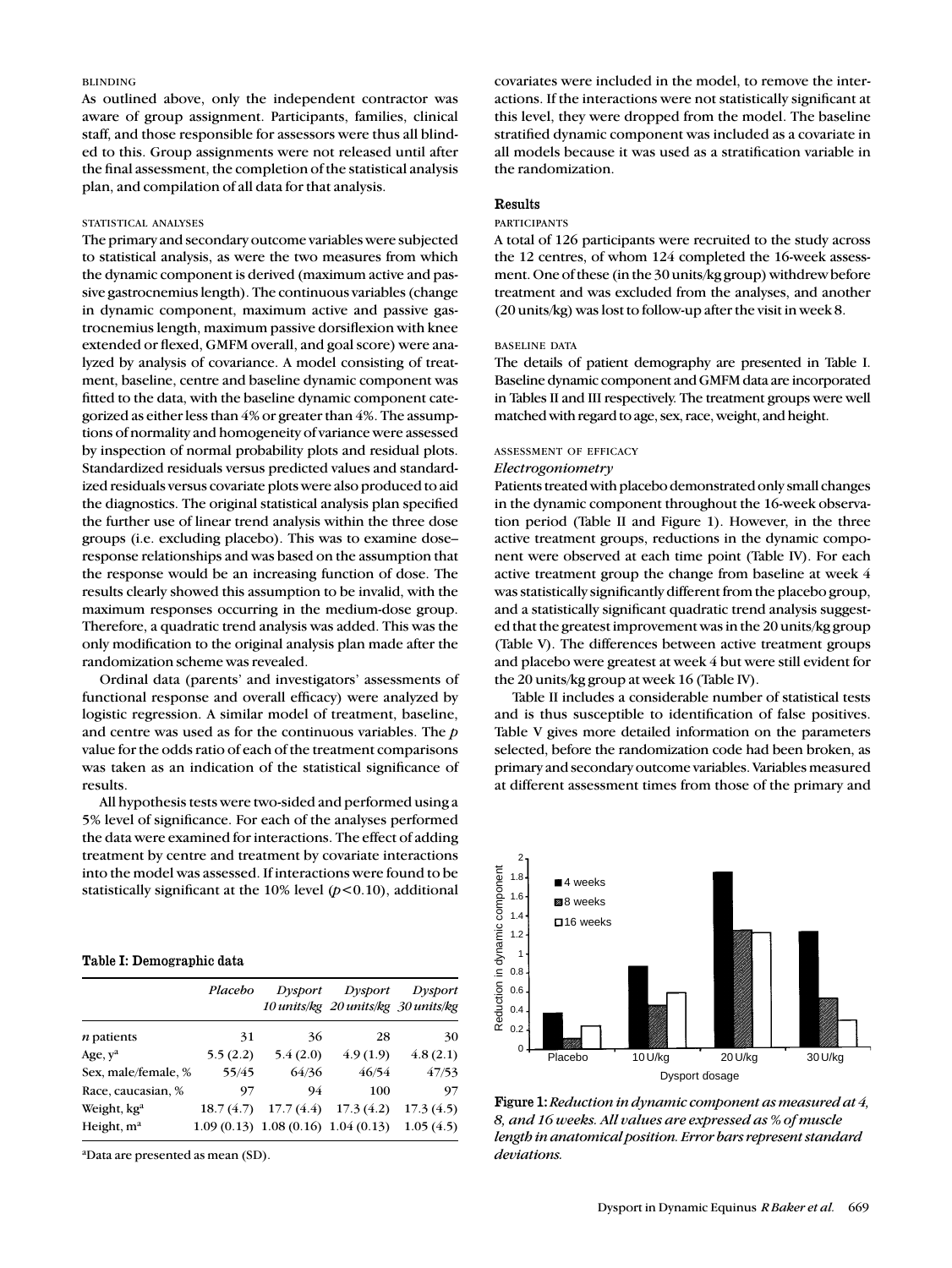#### BLINDING

As outlined above, only the independent contractor was aware of group assignment. Participants, families, clinical staff, and those responsible for assessors were thus all blinded to this. Group assignments were not released until after the final assessment, the completion of the statistical analysis plan, and compilation of all data for that analysis.

#### STATISTICAL ANALYSES

The primary and secondary outcome variables were subjected to statistical analysis, as were the two measures from which the dynamic component is derived (maximum active and passive gastrocnemius length). The continuous variables (change in dynamic component, maximum active and passive gastrocnemius length, maximum passive dorsiflexion with knee extended or flexed, GMFM overall, and goal score) were analyzed by analysis of covariance. A model consisting of treatment, baseline, centre and baseline dynamic component was fitted to the data, with the baseline dynamic component categorized as either less than 4% or greater than 4%. The assumptions of normality and homogeneity of variance were assessed by inspection of normal probability plots and residual plots. Standardized residuals versus predicted values and standardized residuals versus covariate plots were also produced to aid the diagnostics. The original statistical analysis plan specified the further use of linear trend analysis within the three dose groups (i.e. excluding placebo). This was to examine dose–response relationships and was based on the assumption that the response would be an increasing function of dose. The results clearly showed this assumption to be invalid, with the maximum responses occurring in the medium-dose group. Therefore, a quadratic trend analysis was added. This was the only modification to the original analysis plan made after the randomization scheme was revealed.

Ordinal data (parents' and investigators' assessments of functional response and overall efficacy) were analyzed by logistic regression. A similar model of treatment, baseline, and centre was used as for the continuous variables. The *p* value for the odds ratio of each of the treatment comparisons was taken as an indication of the statistical significance of results.

All hypothesis tests were two-sided and performed using a 5% level of significance. For each of the analyses performed the data were examined for interactions. The effect of adding treatment by centre and treatment by covariate interactions into the model was assessed. If interactions were found to be statistically significant at the 10% level ($p<0.10$), additional covariates were included in the model, to remove the interactions. If the interactions were not statistically significant at this level, they were dropped from the model. The baseline stratified dynamic component was included as a covariate in all models because it was used as a stratification variable in the randomization.

**Table I: Demographic data**

| | Placebo | Dysport 10 units/kg | Dysport 20 units/kg | Dysport 30 units/kg |
|---|---|---|---|---|
| *n* patients | 31 | 36 | 28 | 30 |
| Age, y[a] | 5.5 (2.2) | 5.4 (2.0) | 4.9 (1.9) | 4.8 (2.1) |
| Sex, male/female, % | 55/45 | 64/36 | 46/54 | 47/53 |
| Race, caucasian, % | 97 | 94 | 100 | 97 |
| Weight, kg[a] | 18.7 (4.7) | 17.7 (4.4) | 17.3 (4.2) | 17.3 (4.5) |
| Height, m[a] | 1.09 (0.13) | 1.08 (0.16) | 1.04 (0.13) | 1.05 (4.5) |

[a]Data are presented as mean (SD).

## Results

#### PARTICIPANTS

A total of 126 participants were recruited to the study across the 12 centres, of whom 124 completed the 16-week assessment. One of these (in the 30 units/kg group) withdrew before treatment and was excluded from the analyses, and another (20 units/kg) was lost to follow-up after the visit in week 8.

#### BASELINE DATA

The details of patient demography are presented in Table I. Baseline dynamic component and GMFM data are incorporated in Tables II and III respectively. The treatment groups were well matched with regard to age, sex, race, weight, and height.

#### ASSESSMENT OF EFFICACY

*Electrogoniometry*

Patients treated with placebo demonstrated only small changes in the dynamic component throughout the 16-week observation period (Table II and Figure 1). However, in the three active treatment groups, reductions in the dynamic component were observed at each time point (Table IV). For each active treatment group the change from baseline at week 4 was statistically significantly different from the placebo group, and a statistically significant quadratic trend analysis suggested that the greatest improvement was in the 20 units/kg group (Table V). The differences between active treatment groups and placebo were greatest at week 4 but were still evident for the 20 units/kg group at week 16 (Table IV).

Table II includes a considerable number of statistical tests and is thus susceptible to identification of false positives. Table V gives more detailed information on the parameters selected, before the randomization code had been broken, as primary and secondary outcome variables. Variables measured at different assessment times from those of the primary and

**Figure 1:** *Reduction in dynamic component as measured at 4, 8, and 16 weeks. All values are expressed as % of muscle length in anatomical position. Error bars represent standard deviations.*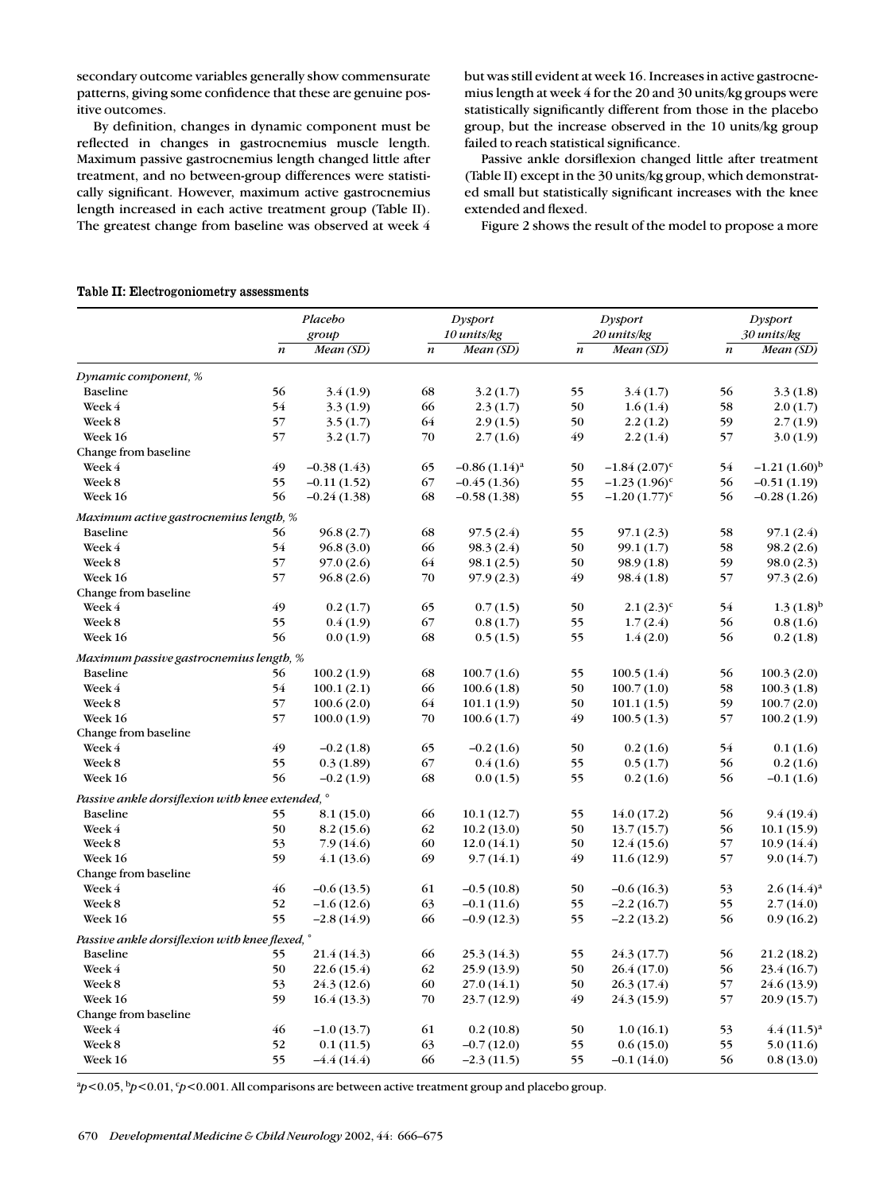secondary outcome variables generally show commensurate patterns, giving some confidence that these are genuine positive outcomes.

By definition, changes in dynamic component must be reflected in changes in gastrocnemius muscle length. Maximum passive gastrocnemius length changed little after treatment, and no between-group differences were statistically significant. However, maximum active gastrocnemius length increased in each active treatment group (Table II). The greatest change from baseline was observed at week 4 but was still evident at week 16. Increases in active gastrocnemius length at week 4 for the 20 and 30 units/kg groups were statistically significantly different from those in the placebo group, but the increase observed in the 10 units/kg group failed to reach statistical significance.

Passive ankle dorsiflexion changed little after treatment (Table II) except in the 30 units/kg group, which demonstrated small but statistically significant increases with the knee extended and flexed.

Figure 2 shows the result of the model to propose a more

**Table II: Electrogoniometry assessments**

| | Placebo group | | Dysport 10 units/kg | | Dysport 20 units/kg | | Dysport 30 units/kg | |
|---|---|---|---|---|---|---|---|---|
| | *n* | *Mean (SD)* | *n* | *Mean (SD)* | *n* | *Mean (SD)* | *n* | *Mean (SD)* |
| *Dynamic component, %* | | | | | | | | |
| Baseline | 56 | 3.4 (1.9) | 68 | 3.2 (1.7) | 55 | 3.4 (1.7) | 56 | 3.3 (1.8) |
| Week 4 | 54 | 3.3 (1.9) | 66 | 2.3 (1.7) | 50 | 1.6 (1.4) | 58 | 2.0 (1.7) |
| Week 8 | 57 | 3.5 (1.7) | 64 | 2.9 (1.5) | 50 | 2.2 (1.2) | 59 | 2.7 (1.9) |
| Week 16 | 57 | 3.2 (1.7) | 70 | 2.7 (1.6) | 49 | 2.2 (1.4) | 57 | 3.0 (1.9) |
| Change from baseline | | | | | | | | |
| Week 4 | 49 | –0.38 (1.43) | 65 | –0.86 (1.14)[a] | 50 | –1.84 (2.07)[c] | 54 | –1.21 (1.60)[b] |
| Week 8 | 55 | –0.11 (1.52) | 67 | –0.45 (1.36) | 55 | –1.23 (1.96)[c] | 56 | –0.51 (1.19) |
| Week 16 | 56 | –0.24 (1.38) | 68 | –0.58 (1.38) | 55 | –1.20 (1.77)[c] | 56 | –0.28 (1.26) |
| *Maximum active gastrocnemius length, %* | | | | | | | | |
| Baseline | 56 | 96.8 (2.7) | 68 | 97.5 (2.4) | 55 | 97.1 (2.3) | 58 | 97.1 (2.4) |
| Week 4 | 54 | 96.8 (3.0) | 66 | 98.3 (2.4) | 50 | 99.1 (1.7) | 58 | 98.2 (2.6) |
| Week 8 | 57 | 97.0 (2.6) | 64 | 98.1 (2.5) | 50 | 98.9 (1.8) | 59 | 98.0 (2.3) |
| Week 16 | 57 | 96.8 (2.6) | 70 | 97.9 (2.3) | 49 | 98.4 (1.8) | 57 | 97.3 (2.6) |
| Change from baseline | | | | | | | | |
| Week 4 | 49 | 0.2 (1.7) | 65 | 0.7 (1.5) | 50 | 2.1 (2.3)[c] | 54 | 1.3 (1.8)[b] |
| Week 8 | 55 | 0.4 (1.9) | 67 | 0.8 (1.7) | 55 | 1.7 (2.4) | 56 | 0.8 (1.6) |
| Week 16 | 56 | 0.0 (1.9) | 68 | 0.5 (1.5) | 55 | 1.4 (2.0) | 56 | 0.2 (1.8) |
| *Maximum passive gastrocnemius length, %* | | | | | | | | |
| Baseline | 56 | 100.2 (1.9) | 68 | 100.7 (1.6) | 55 | 100.5 (1.4) | 56 | 100.3 (2.0) |
| Week 4 | 54 | 100.1 (2.1) | 66 | 100.6 (1.8) | 50 | 100.7 (1.0) | 58 | 100.3 (1.8) |
| Week 8 | 57 | 100.6 (2.0) | 64 | 101.1 (1.9) | 50 | 101.1 (1.5) | 59 | 100.7 (2.0) |
| Week 16 | 57 | 100.0 (1.9) | 70 | 100.6 (1.7) | 49 | 100.5 (1.3) | 57 | 100.2 (1.9) |
| Change from baseline | | | | | | | | |
| Week 4 | 49 | –0.2 (1.8) | 65 | –0.2 (1.6) | 50 | 0.2 (1.6) | 54 | 0.1 (1.6) |
| Week 8 | 55 | 0.3 (1.89) | 67 | 0.4 (1.6) | 55 | 0.5 (1.7) | 56 | 0.2 (1.6) |
| Week 16 | 56 | –0.2 (1.9) | 68 | 0.0 (1.5) | 55 | 0.2 (1.6) | 56 | –0.1 (1.6) |
| *Passive ankle dorsiflexion with knee extended, °* | | | | | | | | |
| Baseline | 55 | 8.1 (15.0) | 66 | 10.1 (12.7) | 55 | 14.0 (17.2) | 56 | 9.4 (19.4) |
| Week 4 | 50 | 8.2 (15.6) | 62 | 10.2 (13.0) | 50 | 13.7 (15.7) | 56 | 10.1 (15.9) |
| Week 8 | 53 | 7.9 (14.6) | 60 | 12.0 (14.1) | 50 | 12.4 (15.6) | 57 | 10.9 (14.4) |
| Week 16 | 59 | 4.1 (13.6) | 69 | 9.7 (14.1) | 49 | 11.6 (12.9) | 57 | 9.0 (14.7) |
| Change from baseline | | | | | | | | |
| Week 4 | 46 | –0.6 (13.5) | 61 | –0.5 (10.8) | 50 | –0.6 (16.3) | 53 | 2.6 (14.4)[a] |
| Week 8 | 52 | –1.6 (12.6) | 63 | –0.1 (11.6) | 55 | –2.2 (16.7) | 55 | 2.7 (14.0) |
| Week 16 | 55 | –2.8 (14.9) | 66 | –0.9 (12.3) | 55 | –2.2 (13.2) | 56 | 0.9 (16.2) |
| *Passive ankle dorsiflexion with knee flexed, °* | | | | | | | | |
| Baseline | 55 | 21.4 (14.3) | 66 | 25.3 (14.3) | 55 | 24.3 (17.7) | 56 | 21.2 (18.2) |
| Week 4 | 50 | 22.6 (15.4) | 62 | 25.9 (13.9) | 50 | 26.4 (17.0) | 56 | 23.4 (16.7) |
| Week 8 | 53 | 24.3 (12.6) | 60 | 27.0 (14.1) | 50 | 26.3 (17.4) | 57 | 24.6 (13.9) |
| Week 16 | 59 | 16.4 (13.3) | 70 | 23.7 (12.9) | 49 | 24.3 (15.9) | 57 | 20.9 (15.7) |
| Change from baseline | | | | | | | | |
| Week 4 | 46 | –1.0 (13.7) | 61 | 0.2 (10.8) | 50 | 1.0 (16.1) | 53 | 4.4 (11.5)[a] |
| Week 8 | 52 | 0.1 (11.5) | 63 | –0.7 (12.0) | 55 | 0.6 (15.0) | 55 | 5.0 (11.6) |
| Week 16 | 55 | –4.4 (14.4) | 66 | –2.3 (11.5) | 55 | –0.1 (14.0) | 56 | 0.8 (13.0) |

[a]$p<0.05$, [b]$p<0.01$, [c]$p<0.001$. All comparisons are between active treatment group and placebo group.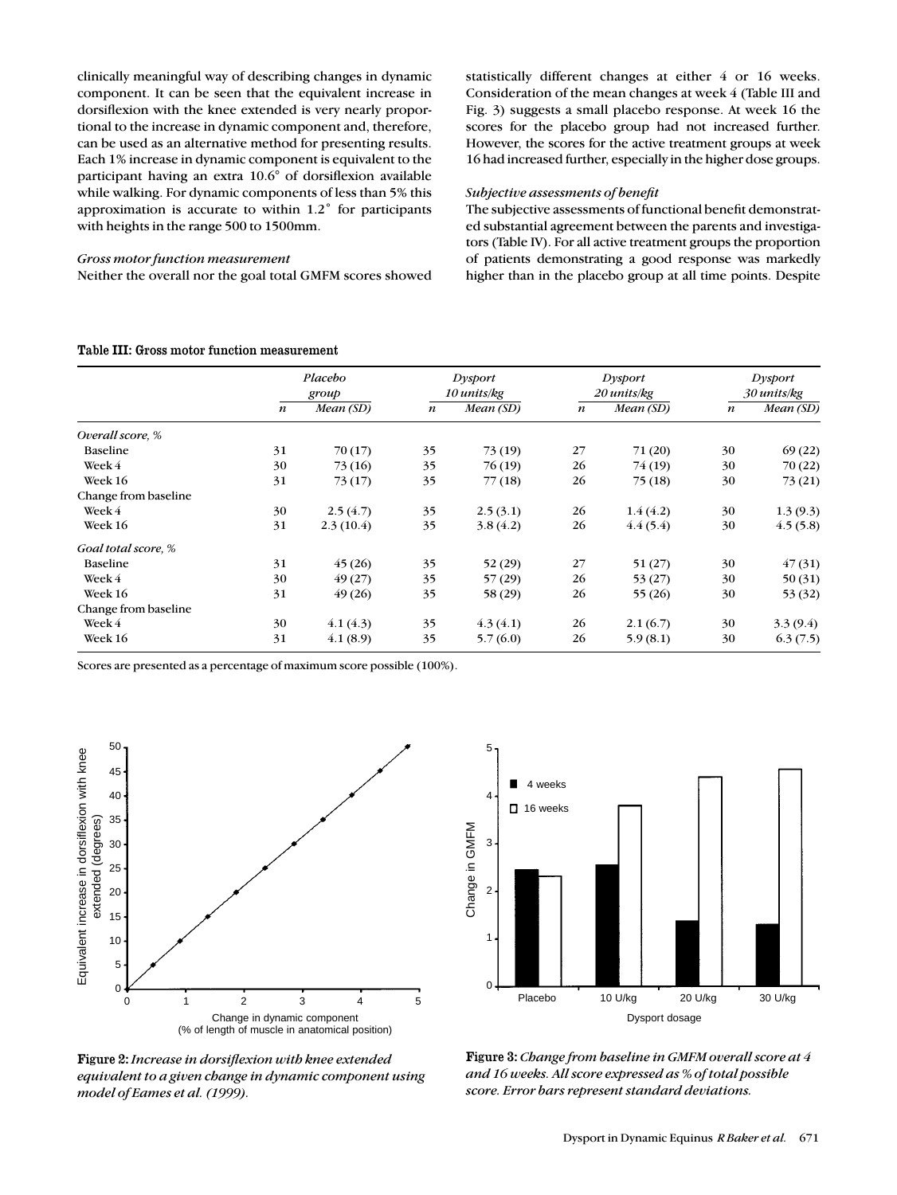clinically meaningful way of describing changes in dynamic component. It can be seen that the equivalent increase in dorsiflexion with the knee extended is very nearly proportional to the increase in dynamic component and, therefore, can be used as an alternative method for presenting results. Each 1% increase in dynamic component is equivalent to the participant having an extra 10.6° of dorsiflexion available while walking. For dynamic components of less than 5% this approximation is accurate to within 1.2° for participants with heights in the range 500 to 1500mm.

*Gross motor function measurement*

Neither the overall nor the goal total GMFM scores showed statistically different changes at either 4 or 16 weeks. Consideration of the mean changes at week 4 (Table III and Fig. 3) suggests a small placebo response. At week 16 the scores for the placebo group had not increased further. However, the scores for the active treatment groups at week 16 had increased further, especially in the higher dose groups.

*Subjective assessments of benefit*

The subjective assessments of functional benefit demonstrated substantial agreement between the parents and investigators (Table IV). For all active treatment groups the proportion of patients demonstrating a good response was markedly higher than in the placebo group at all time points. Despite

**Table III: Gross motor function measurement**

| | *Placebo group* | | *Dysport 10 units/kg* | | *Dysport 20 units/kg* | | *Dysport 30 units/kg* | |
|---|---|---|---|---|---|---|---|---|
| | *n* | *Mean (SD)* | *n* | *Mean (SD)* | *n* | *Mean (SD)* | *n* | *Mean (SD)* |
| *Overall score, %* | | | | | | | | |
| Baseline | 31 | 70 (17) | 35 | 73 (19) | 27 | 71 (20) | 30 | 69 (22) |
| Week 4 | 30 | 73 (16) | 35 | 76 (19) | 26 | 74 (19) | 30 | 70 (22) |
| Week 16 | 31 | 73 (17) | 35 | 77 (18) | 26 | 75 (18) | 30 | 73 (21) |
| Change from baseline | | | | | | | | |
| Week 4 | 30 | 2.5 (4.7) | 35 | 2.5 (3.1) | 26 | 1.4 (4.2) | 30 | 1.3 (9.3) |
| Week 16 | 31 | 2.3 (10.4) | 35 | 3.8 (4.2) | 26 | 4.4 (5.4) | 30 | 4.5 (5.8) |
| *Goal total score, %* | | | | | | | | |
| Baseline | 31 | 45 (26) | 35 | 52 (29) | 27 | 51 (27) | 30 | 47 (31) |
| Week 4 | 30 | 49 (27) | 35 | 57 (29) | 26 | 53 (27) | 30 | 50 (31) |
| Week 16 | 31 | 49 (26) | 35 | 58 (29) | 26 | 55 (26) | 30 | 53 (32) |
| Change from baseline | | | | | | | | |
| Week 4 | 30 | 4.1 (4.3) | 35 | 4.3 (4.1) | 26 | 2.1 (6.7) | 30 | 3.3 (9.4) |
| Week 16 | 31 | 4.1 (8.9) | 35 | 5.7 (6.0) | 26 | 5.9 (8.1) | 30 | 6.3 (7.5) |

Scores are presented as a percentage of maximum score possible (100%).

**Figure 2:** *Increase in dorsiflexion with knee extended equivalent to a given change in dynamic component using model of Eames et al. (1999).*

**Figure 3:** *Change from baseline in GMFM overall score at 4 and 16 weeks. All score expressed as % of total possible score. Error bars represent standard deviations.*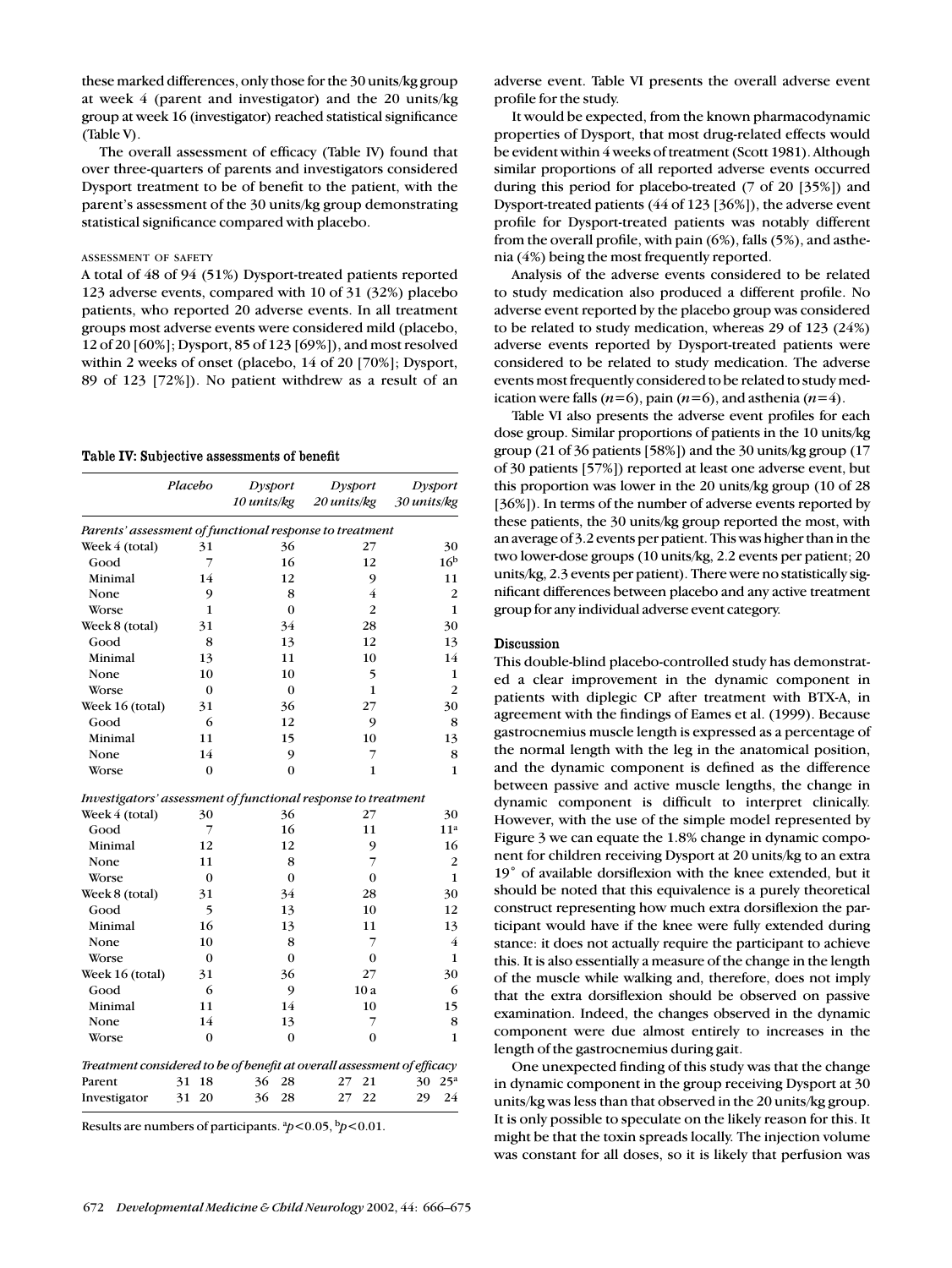these marked differences, only those for the 30 units/kg group at week 4 (parent and investigator) and the 20 units/kg group at week 16 (investigator) reached statistical significance (Table V).

The overall assessment of efficacy (Table IV) found that over three-quarters of parents and investigators considered Dysport treatment to be of benefit to the patient, with the parent's assessment of the 30 units/kg group demonstrating statistical significance compared with placebo.

#### ASSESSMENT OF SAFETY

A total of 48 of 94 (51%) Dysport-treated patients reported 123 adverse events, compared with 10 of 31 (32%) placebo patients, who reported 20 adverse events. In all treatment groups most adverse events were considered mild (placebo, 12 of 20 [60%]; Dysport, 85 of 123 [69%]), and most resolved within 2 weeks of onset (placebo, 14 of 20 [70%]; Dysport, 89 of 123 [72%]). No patient withdrew as a result of an adverse event. Table VI presents the overall adverse event profile for the study.

**Table IV: Subjective assessments of benefit**

| | Placebo | | Dysport 10 units/kg | | Dysport 20 units/kg | | Dysport 30 units/kg | |
|---|---|---|---|---|---|---|---|---|
| *Parents' assessment of functional response to treatment* | | | | | | | | |
| Week 4 (total) | 31 | | 36 | | 27 | | 30 | |
| Good | 7 | | 16 | | 12 | | 16[b] | |
| Minimal | 14 | | 12 | | 9 | | 11 | |
| None | 9 | | 8 | | 4 | | 2 | |
| Worse | 1 | | 0 | | 2 | | 1 | |
| Week 8 (total) | 31 | | 34 | | 28 | | 30 | |
| Good | 8 | | 13 | | 12 | | 13 | |
| Minimal | 13 | | 11 | | 10 | | 14 | |
| None | 10 | | 10 | | 5 | | 1 | |
| Worse | 0 | | 0 | | 1 | | 2 | |
| Week 16 (total) | 31 | | 36 | | 27 | | 30 | |
| Good | 6 | | 12 | | 9 | | 8 | |
| Minimal | 11 | | 15 | | 10 | | 13 | |
| None | 14 | | 9 | | 7 | | 8 | |
| Worse | 0 | | 0 | | 1 | | 1 | |
| *Investigators' assessment of functional response to treatment* | | | | | | | | |
| Week 4 (total) | 30 | | 36 | | 27 | | 30 | |
| Good | 7 | | 16 | | 11 | | 11[a] | |
| Minimal | 12 | | 12 | | 9 | | 16 | |
| None | 11 | | 8 | | 7 | | 2 | |
| Worse | 0 | | 0 | | 0 | | 1 | |
| Week 8 (total) | 31 | | 34 | | 28 | | 30 | |
| Good | 5 | | 13 | | 10 | | 12 | |
| Minimal | 16 | | 13 | | 11 | | 13 | |
| None | 10 | | 8 | | 7 | | 4 | |
| Worse | 0 | | 0 | | 0 | | 1 | |
| Week 16 (total) | 31 | | 36 | | 27 | | 30 | |
| Good | 6 | | 9 | | 10 a | | 6 | |
| Minimal | 11 | | 14 | | 10 | | 15 | |
| None | 14 | | 13 | | 7 | | 8 | |
| Worse | 0 | | 0 | | 0 | | 1 | |
| *Treatment considered to be of benefit at overall assessment of efficacy* | | | | | | | | |
| Parent | 31 | 18 | 36 | 28 | 27 | 21 | 30 | 25[a] |
| Investigator | 31 | 20 | 36 | 28 | 27 | 22 | 29 | 24 |

Results are numbers of participants. [a]$p<0.05$, [b]$p<0.01$.

It would be expected, from the known pharmacodynamic properties of Dysport, that most drug-related effects would be evident within 4 weeks of treatment (Scott 1981). Although similar proportions of all reported adverse events occurred during this period for placebo-treated (7 of 20 [35%]) and Dysport-treated patients (44 of 123 [36%]), the adverse event profile for Dysport-treated patients was notably different from the overall profile, with pain (6%), falls (5%), and asthenia (4%) being the most frequently reported.

Analysis of the adverse events considered to be related to study medication also produced a different profile. No adverse event reported by the placebo group was considered to be related to study medication, whereas 29 of 123 (24%) adverse events reported by Dysport-treated patients were considered to be related to study medication. The adverse events most frequently considered to be related to study medication were falls ($n$=6), pain ($n$=6), and asthenia ($n$=4).

Table VI also presents the adverse event profiles for each dose group. Similar proportions of patients in the 10 units/kg group (21 of 36 patients [58%]) and the 30 units/kg group (17 of 30 patients [57%]) reported at least one adverse event, but this proportion was lower in the 20 units/kg group (10 of 28 [36%]). In terms of the number of adverse events reported by these patients, the 30 units/kg group reported the most, with an average of 3.2 events per patient. This was higher than in the two lower-dose groups (10 units/kg, 2.2 events per patient; 20 units/kg, 2.3 events per patient). There were no statistically significant differences between placebo and any active treatment group for any individual adverse event category.

## Discussion

This double-blind placebo-controlled study has demonstrated a clear improvement in the dynamic component in patients with diplegic CP after treatment with BTX-A, in agreement with the findings of Eames et al. (1999). Because gastrocnemius muscle length is expressed as a percentage of the normal length with the leg in the anatomical position, and the dynamic component is defined as the difference between passive and active muscle lengths, the change in dynamic component is difficult to interpret clinically. However, with the use of the simple model represented by Figure 3 we can equate the 1.8% change in dynamic component for children receiving Dysport at 20 units/kg to an extra 19° of available dorsiflexion with the knee extended, but it should be noted that this equivalence is a purely theoretical construct representing how much extra dorsiflexion the participant would have if the knee were fully extended during stance: it does not actually require the participant to achieve this. It is also essentially a measure of the change in the length of the muscle while walking and, therefore, does not imply that the extra dorsiflexion should be observed on passive examination. Indeed, the changes observed in the dynamic component were due almost entirely to increases in the length of the gastrocnemius during gait.

One unexpected finding of this study was that the change in dynamic component in the group receiving Dysport at 30 units/kg was less than that observed in the 20 units/kg group. It is only possible to speculate on the likely reason for this. It might be that the toxin spreads locally. The injection volume was constant for all doses, so it is likely that perfusion was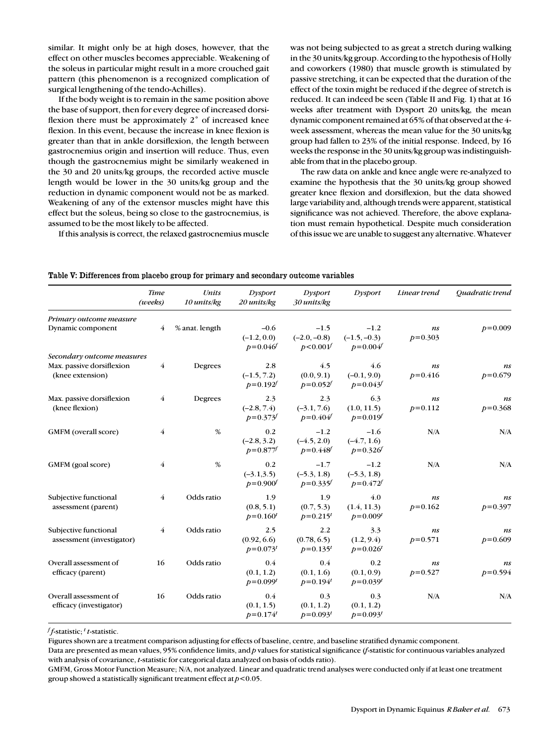similar. It might only be at high doses, however, that the effect on other muscles becomes appreciable. Weakening of the soleus in particular might result in a more crouched gait pattern (this phenomenon is a recognized complication of surgical lengthening of the tendo-Achilles).

If the body weight is to remain in the same position above the base of support, then for every degree of increased dorsiflexion there must be approximately 2° of increased knee flexion. In this event, because the increase in knee flexion is greater than that in ankle dorsiflexion, the length between gastrocnemius origin and insertion will reduce. Thus, even though the gastrocnemius might be similarly weakened in the 30 and 20 units/kg groups, the recorded active muscle length would be lower in the 30 units/kg group and the reduction in dynamic component would not be as marked. Weakening of any of the extensor muscles might have this effect but the soleus, being so close to the gastrocnemius, is assumed to be the most likely to be affected.

If this analysis is correct, the relaxed gastrocnemius muscle was not being subjected to as great a stretch during walking in the 30 units/kg group. According to the hypothesis of Holly and coworkers (1980) that muscle growth is stimulated by passive stretching, it can be expected that the duration of the effect of the toxin might be reduced if the degree of stretch is reduced. It can indeed be seen (Table II and Fig. 1) that at 16 weeks after treatment with Dysport 20 units/kg, the mean dynamic component remained at 65% of that observed at the 4-week assessment, whereas the mean value for the 30 units/kg group had fallen to 23% of the initial response. Indeed, by 16 weeks the response in the 30 units/kg group was indistinguishable from that in the placebo group.

The raw data on ankle and knee angle were re-analyzed to examine the hypothesis that the 30 units/kg group showed greater knee flexion and dorsiflexion, but the data showed large variability and, although trends were apparent, statistical significance was not achieved. Therefore, the above explanation must remain hypothetical. Despite much consideration of this issue we are unable to suggest any alternative. Whatever

**Table V: Differences from placebo group for primary and secondary outcome variables**

| | *Time (weeks)* | *Units 10 units/kg* | *Dysport 20 units/kg* | *Dysport 30 units/kg* | *Dysport* | *Linear trend* | *Quadratic trend* |
|---|---|---|---|---|---|---|---|
| *Primary outcome measure* | | | | | | | |
| Dynamic component | 4 | % anat. length | −0.6 (−1.2, 0.0) $p=0.046^f$ | −1.5 (−2.0, −0.8) $p<0.001^f$ | −1.2 (−1.5, −0.3) $p=0.004^f$ | *ns* $p=0.303$ | $p=0.009$ |
| *Secondary outcome measures* | | | | | | | |
| Max. passive dorsiflexion (knee extension) | 4 | Degrees | 2.8 (−1.5, 7.2) $p=0.192^f$ | 4.5 (0.0, 9.1) $p=0.052^f$ | 4.6 (−0.1, 9.0) $p=0.043^f$ | *ns* $p=0.416$ | *ns* $p=0.679$ |
| Max. passive dorsiflexion (knee flexion) | 4 | Degrees | 2.3 (−2.8, 7.4) $p=0.373^f$ | 2.3 (−3.1, 7.6) $p=0.404^f$ | 6.3 (1.0, 11.5) $p=0.019^f$ | *ns* $p=0.112$ | *ns* $p=0.368$ |
| GMFM (overall score) | 4 | % | 0.2 (−2.8, 3.2) $p=0.877^f$ | −1.2 (−4.5, 2.0) $p=0.448^f$ | −1.6 (−4.7, 1.6) $p=0.326^f$ | N/A | N/A |
| GMFM (goal score) | 4 | % | 0.2 (−3.1,3.5) $p=0.900^f$ | −1.7 (−5.3, 1.8) $p=0.335^f$ | −1.2 (−5.3, 1.8) $p=0.472^f$ | N/A | N/A |
| Subjective functional assessment (parent) | 4 | Odds ratio | 1.9 (0.8, 5.1) $p=0.160^t$ | 1.9 (0.7, 5.3) $p=0.215^t$ | 4.0 (1.4, 11.3) $p=0.009^t$ | *ns* $p=0.162$ | *ns* $p=0.397$ |
| Subjective functional assessment (investigator) | 4 | Odds ratio | 2.5 (0.92, 6.6) $p=0.073^t$ | 2.2 (0.78, 6.5) $p=0.135^t$ | 3.3 (1.2, 9.4) $p=0.026^t$ | *ns* $p=0.571$ | *ns* $p=0.609$ |
| Overall assessment of efficacy (parent) | 16 | Odds ratio | 0.4 (0.1, 1.2) $p=0.099^t$ | 0.4 (0.1, 1.6) $p=0.194^t$ | 0.2 (0.1, 0.9) $p=0.039^t$ | *ns* $p=0.527$ | *ns* $p=0.594$ |
| Overall assessment of efficacy (investigator) | 16 | Odds ratio | 0.4 (0.1, 1.5) $p=0.174^t$ | 0.3 (0.1, 1.2) $p=0.093^t$ | 0.3 (0.1, 1.2) $p=0.093^t$ | N/A | N/A |

$^f$ *f*-statistic; $^t$ *t*-statistic.

Figures shown are a treatment comparison adjusting for effects of baseline, centre, and baseline stratified dynamic component.

Data are presented as mean values, 95% confidence limits, and *p* values for statistical significance (*f*-statistic for continuous variables analyzed with analysis of covariance, *t*-statistic for categorical data analyzed on basis of odds ratio).

GMFM, Gross Motor Function Measure; N/A, not analyzed. Linear and quadratic trend analyses were conducted only if at least one treatment group showed a statistically significant treatment effect at $p<0.05$.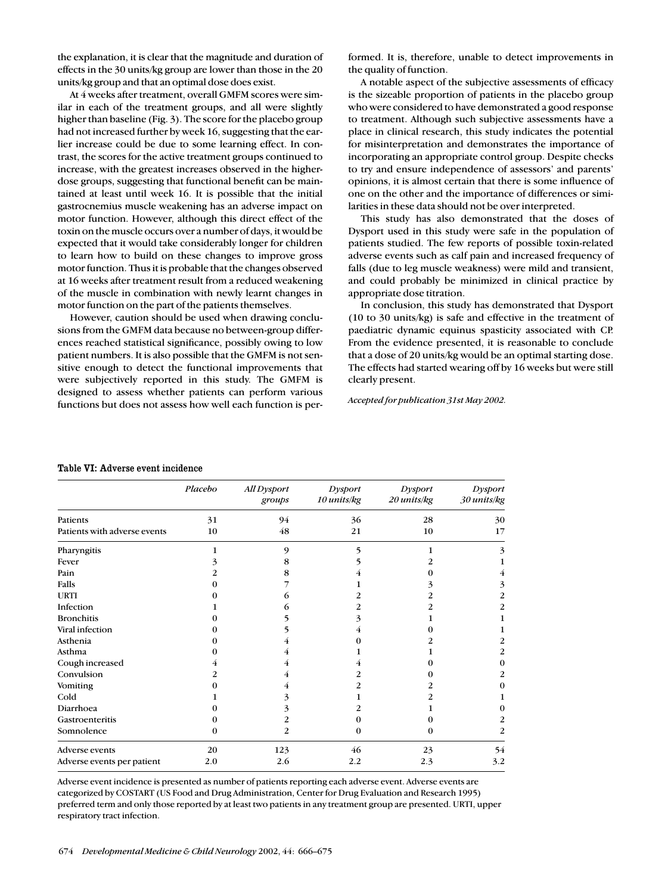the explanation, it is clear that the magnitude and duration of effects in the 30 units/kg group are lower than those in the 20 units/kg group and that an optimal dose does exist.

At 4 weeks after treatment, overall GMFM scores were similar in each of the treatment groups, and all were slightly higher than baseline (Fig. 3). The score for the placebo group had not increased further by week 16, suggesting that the earlier increase could be due to some learning effect. In contrast, the scores for the active treatment groups continued to increase, with the greatest increases observed in the higher-dose groups, suggesting that functional benefit can be maintained at least until week 16. It is possible that the initial gastrocnemius muscle weakening has an adverse impact on motor function. However, although this direct effect of the toxin on the muscle occurs over a number of days, it would be expected that it would take considerably longer for children to learn how to build on these changes to improve gross motor function. Thus it is probable that the changes observed at 16 weeks after treatment result from a reduced weakening of the muscle in combination with newly learnt changes in motor function on the part of the patients themselves.

However, caution should be used when drawing conclusions from the GMFM data because no between-group differences reached statistical significance, possibly owing to low patient numbers. It is also possible that the GMFM is not sensitive enough to detect the functional improvements that were subjectively reported in this study. The GMFM is designed to assess whether patients can perform various functions but does not assess how well each function is performed. It is, therefore, unable to detect improvements in the quality of function.

A notable aspect of the subjective assessments of efficacy is the sizeable proportion of patients in the placebo group who were considered to have demonstrated a good response to treatment. Although such subjective assessments have a place in clinical research, this study indicates the potential for misinterpretation and demonstrates the importance of incorporating an appropriate control group. Despite checks to try and ensure independence of assessors' and parents' opinions, it is almost certain that there is some influence of one on the other and the importance of differences or similarities in these data should not be over interpreted.

This study has also demonstrated that the doses of Dysport used in this study were safe in the population of patients studied. The few reports of possible toxin-related adverse events such as calf pain and increased frequency of falls (due to leg muscle weakness) were mild and transient, and could probably be minimized in clinical practice by appropriate dose titration.

In conclusion, this study has demonstrated that Dysport (10 to 30 units/kg) is safe and effective in the treatment of paediatric dynamic equinus spasticity associated with CP. From the evidence presented, it is reasonable to conclude that a dose of 20 units/kg would be an optimal starting dose. The effects had started wearing off by 16 weeks but were still clearly present.

*Accepted for publication 31st May 2002.*

**Table VI: Adverse event incidence**

| | *Placebo* | *All Dysport groups* | *Dysport 10 units/kg* | *Dysport 20 units/kg* | *Dysport 30 units/kg* |
|---|---|---|---|---|---|
| Patients | 31 | 94 | 36 | 28 | 30 |
| Patients with adverse events | 10 | 48 | 21 | 10 | 17 |
| Pharyngitis | 1 | 9 | 5 | 1 | 3 |
| Fever | 3 | 8 | 5 | 2 | 1 |
| Pain | 2 | 8 | 4 | 0 | 4 |
| Falls | 0 | 7 | 1 | 3 | 3 |
| URTI | 0 | 6 | 2 | 2 | 2 |
| Infection | 1 | 6 | 2 | 2 | 2 |
| Bronchitis | 0 | 5 | 3 | 1 | 1 |
| Viral infection | 0 | 5 | 4 | 0 | 1 |
| Asthenia | 0 | 4 | 0 | 2 | 2 |
| Asthma | 0 | 4 | 1 | 1 | 2 |
| Cough increased | 4 | 4 | 4 | 0 | 0 |
| Convulsion | 2 | 4 | 2 | 0 | 2 |
| Vomiting | 0 | 4 | 2 | 2 | 0 |
| Cold | 1 | 3 | 1 | 2 | 1 |
| Diarrhoea | 0 | 3 | 2 | 1 | 0 |
| Gastroenteritis | 0 | 2 | 0 | 0 | 2 |
| Somnolence | 0 | 2 | 0 | 0 | 2 |
| Adverse events | 20 | 123 | 46 | 23 | 54 |
| Adverse events per patient | 2.0 | 2.6 | 2.2 | 2.3 | 3.2 |

Adverse event incidence is presented as number of patients reporting each adverse event. Adverse events are categorized by COSTART (US Food and Drug Administration, Center for Drug Evaluation and Research 1995) preferred term and only those reported by at least two patients in any treatment group are presented. URTI, upper respiratory tract infection.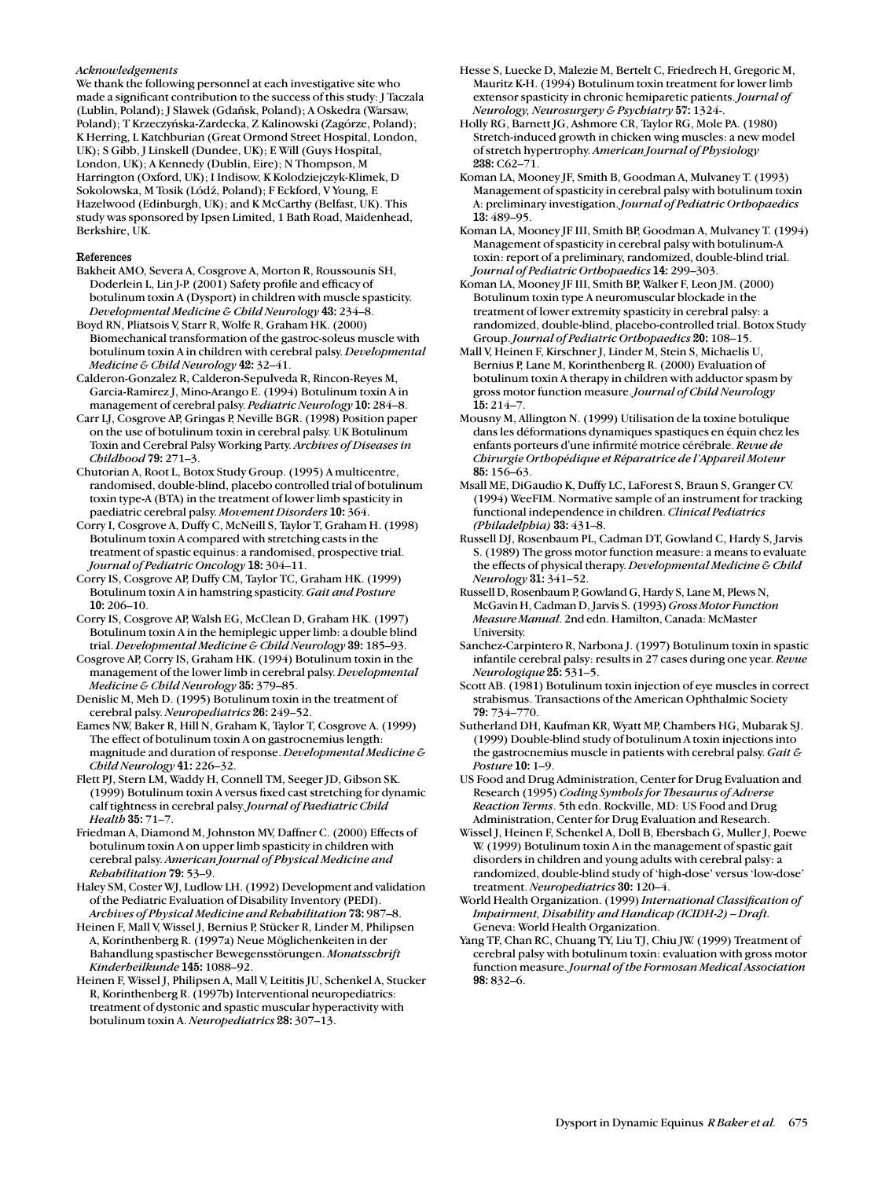*Acknowledgements*

We thank the following personnel at each investigative site who made a significant contribution to the success of this study: J Taczala (Lublin, Poland); J Slawek (Gdańsk, Poland); A Oskedra (Warsaw, Poland); T Krzeczyńska-Zardecka, Z Kalinowski (Zagórze, Poland); K Herring, L Katchburian (Great Ormond Street Hospital, London, UK); S Gibb, J Linskell (Dundee, UK); E Will (Guys Hospital, London, UK); A Kennedy (Dublin, Eire); N Thompson, M Harrington (Oxford, UK); I Indisow, K Kolodziejczyk-Klimek, D Sokolowska, M Tosik (Lódź, Poland); F Eckford, V Young, E Hazelwood (Edinburgh, UK); and K McCarthy (Belfast, UK). This study was sponsored by Ipsen Limited, 1 Bath Road, Maidenhead, Berkshire, UK.

## References

Bakheit AMO, Severa A, Cosgrove A, Morton R, Roussounis SH, Doderlein L, Lin J-P. (2001) Safety profile and efficacy of botulinum toxin A (Dysport) in children with muscle spasticity. *Developmental Medicine & Child Neurology* **43:** 234–8.

Boyd RN, Pliatsois V, Starr R, Wolfe R, Graham HK. (2000) Biomechanical transformation of the gastroc-soleus muscle with botulinum toxin A in children with cerebral palsy. *Developmental Medicine & Child Neurology* **42:** 32–41.

Calderon-Gonzalez R, Calderon-Sepulveda R, Rincon-Reyes M, Garcia-Ramirez J, Mino-Arango E. (1994) Botulinum toxin A in management of cerebral palsy. *Pediatric Neurology* **10:** 284–8.

Carr LJ, Cosgrove AP, Gringas P, Neville BGR. (1998) Position paper on the use of botulinum toxin in cerebral palsy. UK Botulinum Toxin and Cerebral Palsy Working Party. *Archives of Diseases in Childhood* **79:** 271–3.

Chutorian A, Root L, Botox Study Group. (1995) A multicentre, randomised, double-blind, placebo controlled trial of botulinum toxin type-A (BTA) in the treatment of lower limb spasticity in paediatric cerebral palsy. *Movement Disorders* **10:** 364.

Corry I, Cosgrove A, Duffy C, McNeill S, Taylor T, Graham H. (1998) Botulinum toxin A compared with stretching casts in the treatment of spastic equinus: a randomised, prospective trial. *Journal of Pediatric Oncology* **18:** 304–11.

Corry IS, Cosgrove AP, Duffy CM, Taylor TC, Graham HK. (1999) Botulinum toxin A in hamstring spasticity. *Gait and Posture* **10:** 206–10.

Corry IS, Cosgrove AP, Walsh EG, McClean D, Graham HK. (1997) Botulinum toxin A in the hemiplegic upper limb: a double blind trial. *Developmental Medicine & Child Neurology* **39:** 185–93.

Cosgrove AP, Corry IS, Graham HK. (1994) Botulinum toxin in the management of the lower limb in cerebral palsy. *Developmental Medicine & Child Neurology* **35:** 379–85.

Denislic M, Meh D. (1995) Botulinum toxin in the treatment of cerebral palsy. *Neuropediatrics* **26:** 249–52.

Eames NW, Baker R, Hill N, Graham K, Taylor T, Cosgrove A. (1999) The effect of botulinum toxin A on gastrocnemius length: magnitude and duration of response. *Developmental Medicine & Child Neurology* **41:** 226–32.

Flett PJ, Stern LM, Waddy H, Connell TM, Seeger JD, Gibson SK. (1999) Botulinum toxin A versus fixed cast stretching for dynamic calf tightness in cerebral palsy. *Journal of Paediatric Child Health* **35:** 71–7.

Friedman A, Diamond M, Johnston MV, Daffner C. (2000) Effects of botulinum toxin A on upper limb spasticity in children with cerebral palsy. *American Journal of Physical Medicine and Rehabilitation* **79:** 53–9.

Haley SM, Coster WJ, Ludlow LH. (1992) Development and validation of the Pediatric Evaluation of Disability Inventory (PEDI). *Archives of Physical Medicine and Rehabilitation* **73:** 987–8.

Heinen F, Mall V, Wissel J, Bernius P, Stücker R, Linder M, Philipsen A, Korinthenberg R. (1997a) Neue Möglichenkeiten in der Bahandlung spastischer Bewegensstörungen. *Monatsschrift Kinderheilkunde* **145:** 1088–92.

Heinen F, Wissel J, Philipsen A, Mall V, Leititis JU, Schenkel A, Stucker R, Korinthenberg R. (1997b) Interventional neuropediatrics: treatment of dystonic and spastic muscular hyperactivity with botulinum toxin A. *Neuropediatrics* **28:** 307–13.

Hesse S, Luecke D, Malezie M, Bertelt C, Friedrech H, Gregoric M, Mauritz K-H. (1994) Botulinum toxin treatment for lower limb extensor spasticity in chronic hemiparetic patients. *Journal of Neurology, Neurosurgery & Psychiatry* **57:** 1324-.

Holly RG, Barnett JG, Ashmore CR, Taylor RG, Mole PA. (1980) Stretch-induced growth in chicken wing muscles: a new model of stretch hypertrophy. *American Journal of Physiology* **238:** C62–71.

Koman LA, Mooney JF, Smith B, Goodman A, Mulvaney T. (1993) Management of spasticity in cerebral palsy with botulinum toxin A: preliminary investigation. *Journal of Pediatric Orthopaedics* **13:** 489–95.

Koman LA, Mooney JF III, Smith BP, Goodman A, Mulvaney T. (1994) Management of spasticity in cerebral palsy with botulinum-A toxin: report of a preliminary, randomized, double-blind trial. *Journal of Pediatric Orthopaedics* **14:** 299–303.

Koman LA, Mooney JF III, Smith BP, Walker F, Leon JM. (2000) Botulinum toxin type A neuromuscular blockade in the treatment of lower extremity spasticity in cerebral palsy: a randomized, double-blind, placebo-controlled trial. Botox Study Group. *Journal of Pediatric Orthopaedics* **20:** 108–15.

Mall V, Heinen F, Kirschner J, Linder M, Stein S, Michaelis U, Bernius P, Lane M, Korinthenberg R. (2000) Evaluation of botulinum toxin A therapy in children with adductor spasm by gross motor function measure. *Journal of Child Neurology* **15:** 214–7.

Mousny M, Allington N. (1999) Utilisation de la toxine botulique dans les déformations dynamiques spastiques en équin chez les enfants porteurs d'une infirmité motrice cérébrale. *Revue de Chirurgie Orthopédique et Réparatrice de l'Appareil Moteur* **85:** 156–63.

Msall ME, DiGaudio K, Duffy LC, LaForest S, Braun S, Granger CV. (1994) WeeFIM. Normative sample of an instrument for tracking functional independence in children. *Clinical Pediatrics (Philadelphia)* **33:** 431–8.

Russell DJ, Rosenbaum PL, Cadman DT, Gowland C, Hardy S, Jarvis S. (1989) The gross motor function measure: a means to evaluate the effects of physical therapy. *Developmental Medicine & Child Neurology* **31:** 341–52.

Russell D, Rosenbaum P, Gowland G, Hardy S, Lane M, Plews N, McGavin H, Cadman D, Jarvis S. (1993) *Gross Motor Function Measure Manual*. 2nd edn. Hamilton, Canada: McMaster University.

Sanchez-Carpintero R, Narbona J. (1997) Botulinum toxin in spastic infantile cerebral palsy: results in 27 cases during one year. *Revue Neurologique* **25:** 531–5.

Scott AB. (1981) Botulinum toxin injection of eye muscles in correct strabismus. Transactions of the American Ophthalmic Society **79:** 734–770.

Sutherland DH, Kaufman KR, Wyatt MP, Chambers HG, Mubarak SJ. (1999) Double-blind study of botulinum A toxin injections into the gastrocnemius muscle in patients with cerebral palsy. *Gait & Posture* **10:** 1–9.

US Food and Drug Administration, Center for Drug Evaluation and Research (1995) *Coding Symbols for Thesaurus of Adverse Reaction Terms*. 5th edn. Rockville, MD: US Food and Drug Administration, Center for Drug Evaluation and Research.

Wissel J, Heinen F, Schenkel A, Doll B, Ebersbach G, Muller J, Poewe W. (1999) Botulinum toxin A in the management of spastic gait disorders in children and young adults with cerebral palsy: a randomized, double-blind study of 'high-dose' versus 'low-dose' treatment. *Neuropediatrics* **30:** 120–4.

World Health Organization. (1999) *International Classification of Impairment, Disability and Handicap (ICIDH-2) – Draft.* Geneva: World Health Organization.

Yang TF, Chan RC, Chuang TY, Liu TJ, Chiu JW. (1999) Treatment of cerebral palsy with botulinum toxin: evaluation with gross motor function measure. *Journal of the Formosan Medical Association* **98:** 832–6.